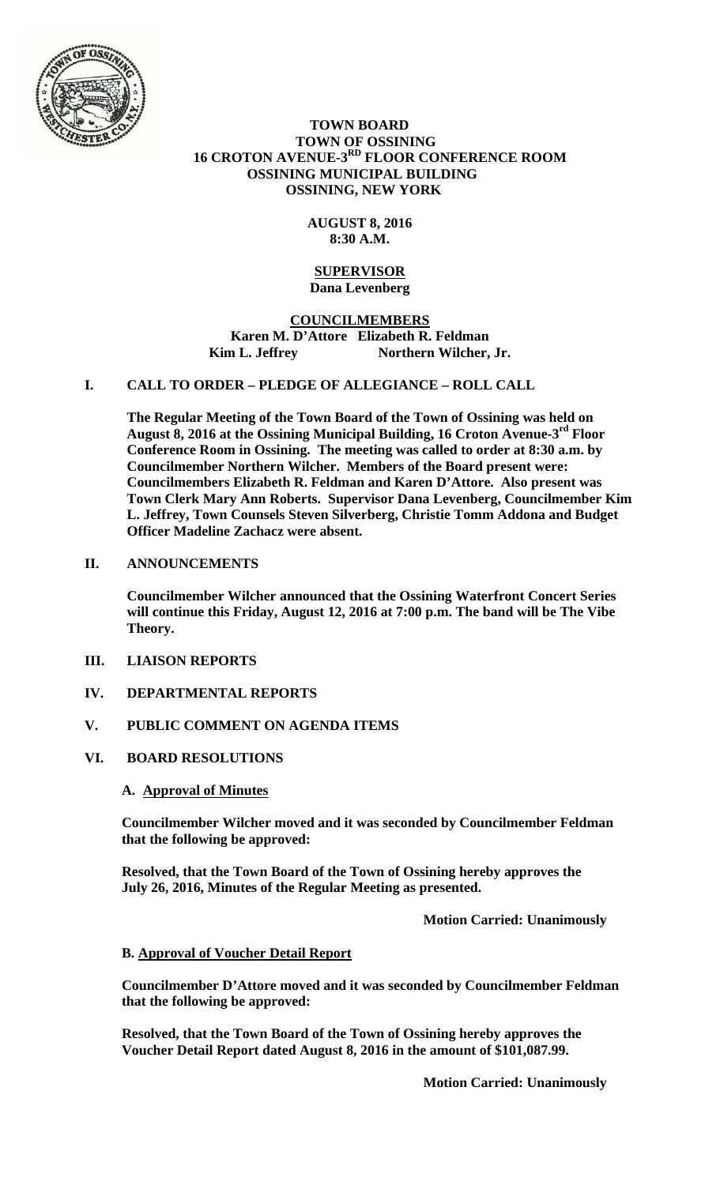**TOWN BOARD**
**TOWN OF OSSINING**
**16 CROTON AVENUE-3RD FLOOR CONFERENCE ROOM**
**OSSINING MUNICIPAL BUILDING**
**OSSINING, NEW YORK**

**AUGUST 8, 2016**
**8:30 A.M.**

**SUPERVISOR**
**Dana Levenberg**

**COUNCILMEMBERS**
**Karen M. D'Attore Elizabeth R. Feldman**
**Kim L. Jeffrey Northern Wilcher, Jr.**

## I. CALL TO ORDER – PLEDGE OF ALLEGIANCE – ROLL CALL

**The Regular Meeting of the Town Board of the Town of Ossining was held on August 8, 2016 at the Ossining Municipal Building, 16 Croton Avenue-3rd Floor Conference Room in Ossining. The meeting was called to order at 8:30 a.m. by Councilmember Northern Wilcher. Members of the Board present were: Councilmembers Elizabeth R. Feldman and Karen D'Attore. Also present was Town Clerk Mary Ann Roberts. Supervisor Dana Levenberg, Councilmember Kim L. Jeffrey, Town Counsels Steven Silverberg, Christie Tomm Addona and Budget Officer Madeline Zachacz were absent.**

## II. ANNOUNCEMENTS

**Councilmember Wilcher announced that the Ossining Waterfront Concert Series will continue this Friday, August 12, 2016 at 7:00 p.m. The band will be The Vibe Theory.**

## III. LIAISON REPORTS

## IV. DEPARTMENTAL REPORTS

## V. PUBLIC COMMENT ON AGENDA ITEMS

## VI. BOARD RESOLUTIONS

### A. Approval of Minutes

**Councilmember Wilcher moved and it was seconded by Councilmember Feldman that the following be approved:**

**Resolved, that the Town Board of the Town of Ossining hereby approves the July 26, 2016, Minutes of the Regular Meeting as presented.**

**Motion Carried: Unanimously**

### B. Approval of Voucher Detail Report

**Councilmember D'Attore moved and it was seconded by Councilmember Feldman that the following be approved:**

**Resolved, that the Town Board of the Town of Ossining hereby approves the Voucher Detail Report dated August 8, 2016 in the amount of $101,087.99.**

**Motion Carried: Unanimously**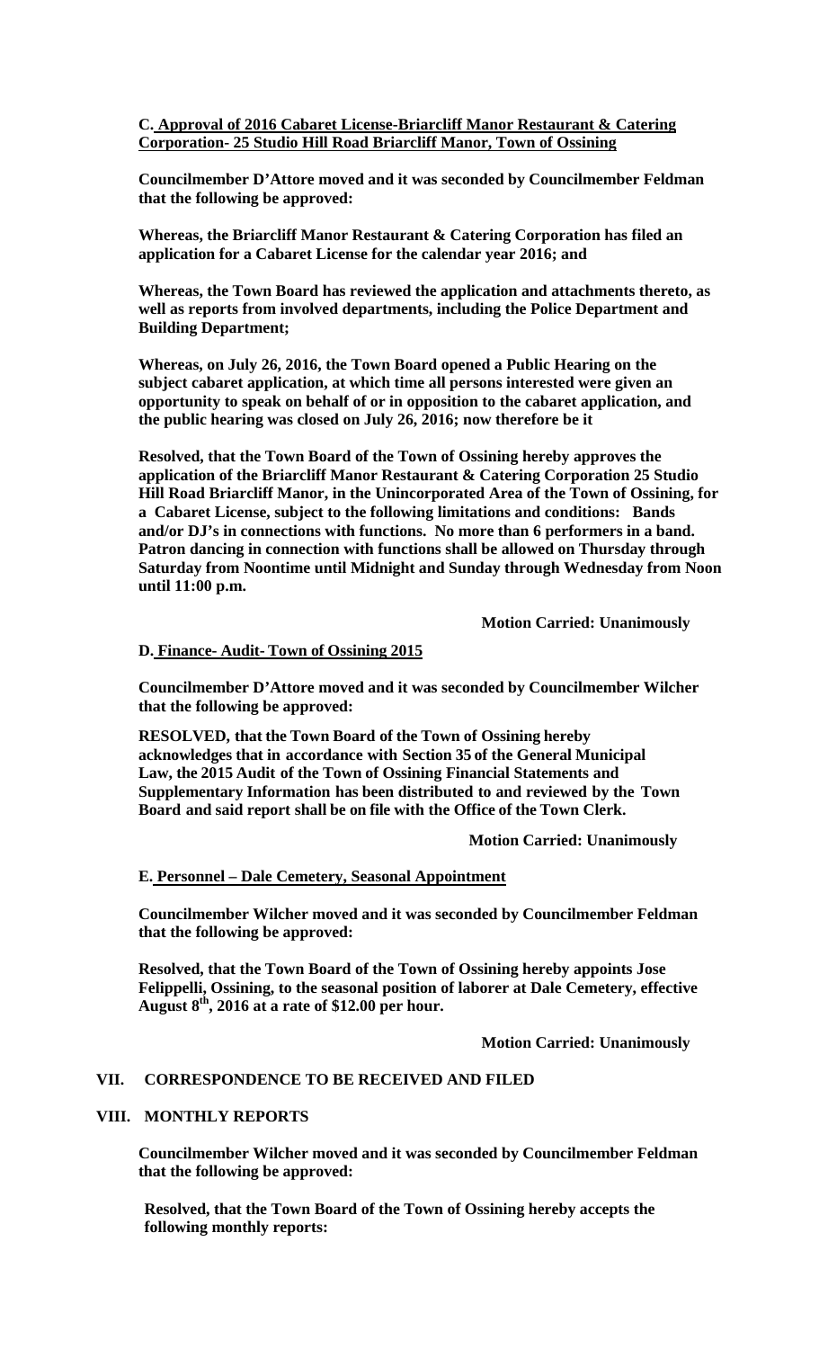**C. <u>Approval of 2016 Cabaret License-Briarcliff Manor Restaurant & Catering Corporation- 25 Studio Hill Road Briarcliff Manor, Town of Ossining</u>**

**Councilmember D'Attore moved and it was seconded by Councilmember Feldman that the following be approved:**

**Whereas, the Briarcliff Manor Restaurant & Catering Corporation has filed an application for a Cabaret License for the calendar year 2016; and**

**Whereas, the Town Board has reviewed the application and attachments thereto, as well as reports from involved departments, including the Police Department and Building Department;**

**Whereas, on July 26, 2016, the Town Board opened a Public Hearing on the subject cabaret application, at which time all persons interested were given an opportunity to speak on behalf of or in opposition to the cabaret application, and the public hearing was closed on July 26, 2016; now therefore be it**

**Resolved, that the Town Board of the Town of Ossining hereby approves the application of the Briarcliff Manor Restaurant & Catering Corporation 25 Studio Hill Road Briarcliff Manor, in the Unincorporated Area of the Town of Ossining, for a Cabaret License, subject to the following limitations and conditions: Bands and/or DJ's in connections with functions. No more than 6 performers in a band. Patron dancing in connection with functions shall be allowed on Thursday through Saturday from Noontime until Midnight and Sunday through Wednesday from Noon until 11:00 p.m.**

**Motion Carried: Unanimously**

**D. <u>Finance- Audit- Town of Ossining 2015</u>**

**Councilmember D'Attore moved and it was seconded by Councilmember Wilcher that the following be approved:**

**RESOLVED, that the Town Board of the Town of Ossining hereby acknowledges that in accordance with Section 35 of the General Municipal Law, the 2015 Audit of the Town of Ossining Financial Statements and Supplementary Information has been distributed to and reviewed by the Town Board and said report shall be on file with the Office of the Town Clerk.**

**Motion Carried: Unanimously**

**E. <u>Personnel – Dale Cemetery, Seasonal Appointment</u>**

**Councilmember Wilcher moved and it was seconded by Councilmember Feldman that the following be approved:**

**Resolved, that the Town Board of the Town of Ossining hereby appoints Jose Felippelli, Ossining, to the seasonal position of laborer at Dale Cemetery, effective August 8th, 2016 at a rate of $12.00 per hour.**

**Motion Carried: Unanimously**

## VII. CORRESPONDENCE TO BE RECEIVED AND FILED

## VIII. MONTHLY REPORTS

**Councilmember Wilcher moved and it was seconded by Councilmember Feldman that the following be approved:**

**Resolved, that the Town Board of the Town of Ossining hereby accepts the following monthly reports:**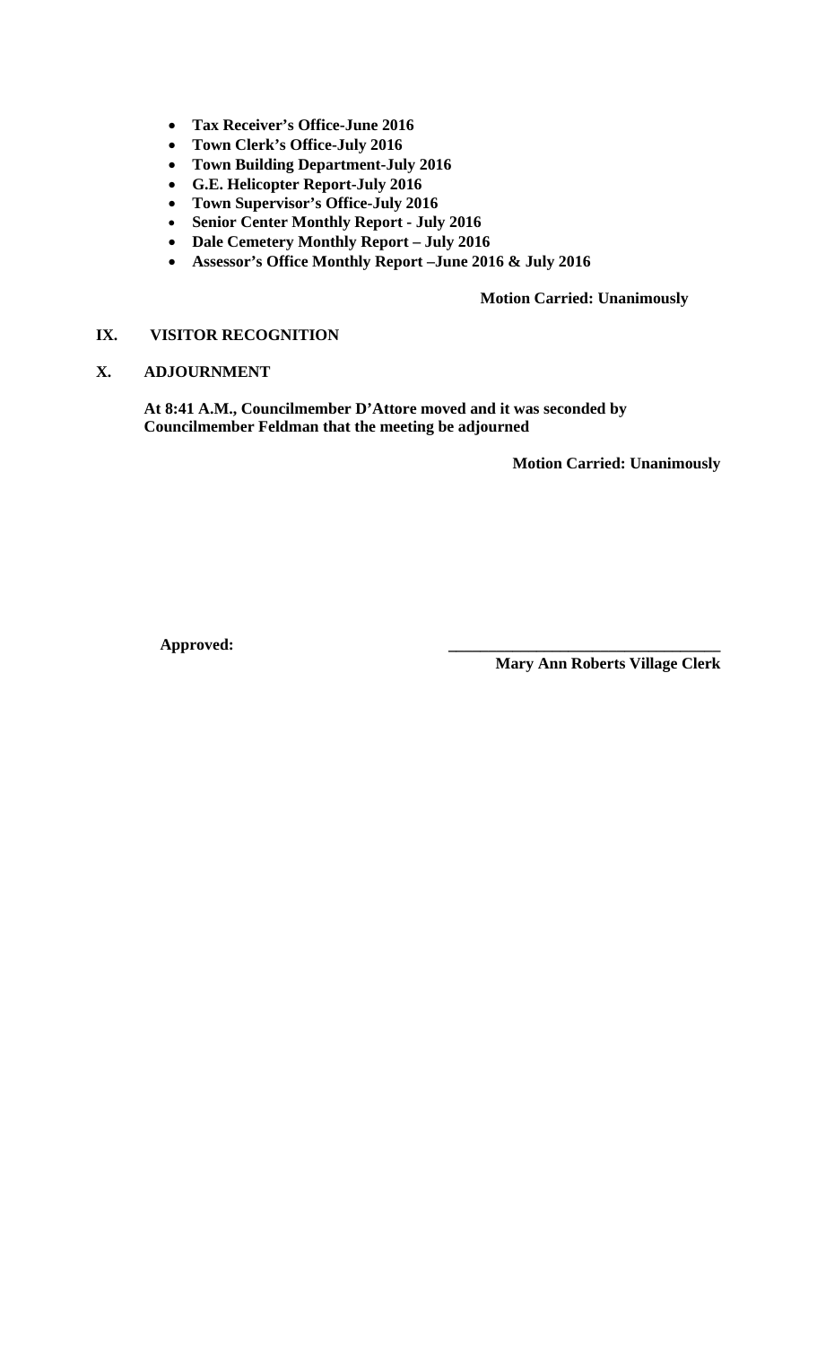- **Tax Receiver's Office-June 2016**
- **Town Clerk's Office-July 2016**
- **Town Building Department-July 2016**
- **G.E. Helicopter Report-July 2016**
- **Town Supervisor's Office-July 2016**
- **Senior Center Monthly Report - July 2016**
- **Dale Cemetery Monthly Report – July 2016**
- **Assessor's Office Monthly Report –June 2016 & July 2016**

**Motion Carried: Unanimously**

## IX. VISITOR RECOGNITION

## X. ADJOURNMENT

**At 8:41 A.M., Councilmember D'Attore moved and it was seconded by Councilmember Feldman that the meeting be adjourned**

**Motion Carried: Unanimously**

**Approved:** \_\_\_\_\_\_\_\_\_\_\_\_\_\_\_\_\_\_\_\_\_\_\_\_\_\_\_\_\_\_\_\_\_\_

**Mary Ann Roberts Village Clerk**